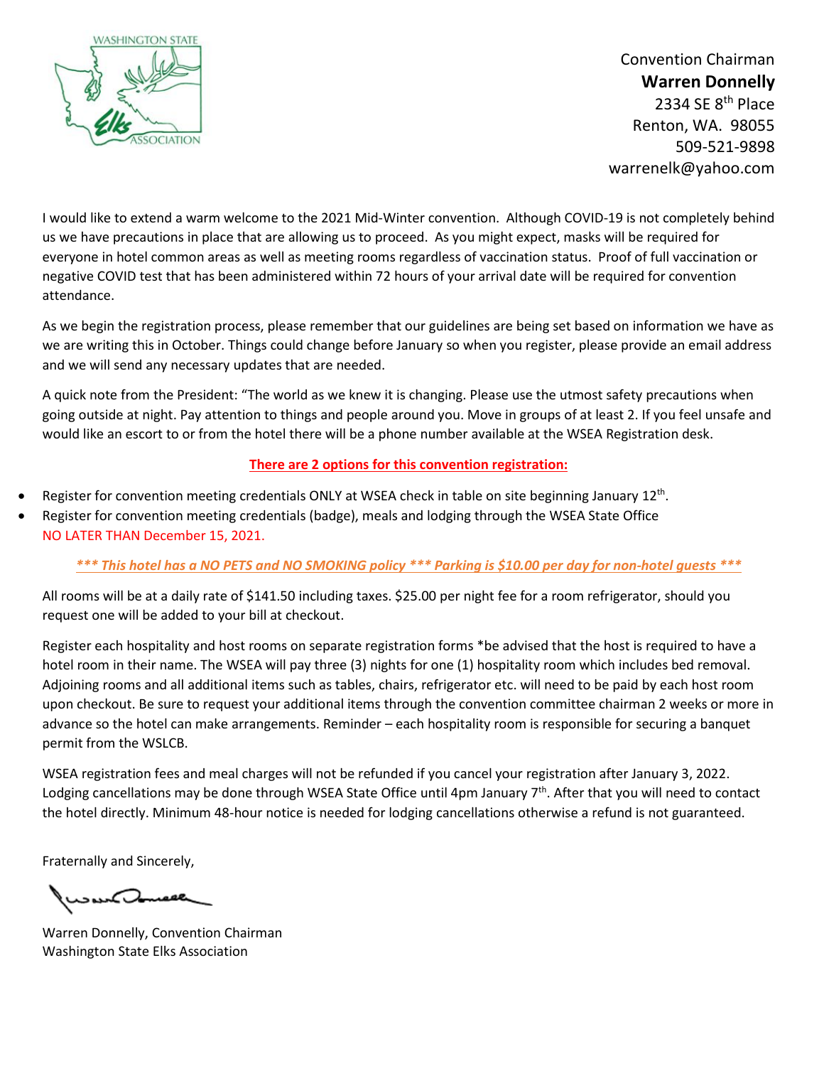WASHINGTON STATE Elks ASSOCIATION

Convention Chairman
**Warren Donnelly**
2334 SE 8th Place
Renton, WA. 98055
509-521-9898
warrenelk@yahoo.com

I would like to extend a warm welcome to the 2021 Mid-Winter convention. Although COVID-19 is not completely behind us we have precautions in place that are allowing us to proceed. As you might expect, masks will be required for everyone in hotel common areas as well as meeting rooms regardless of vaccination status. Proof of full vaccination or negative COVID test that has been administered within 72 hours of your arrival date will be required for convention attendance.

As we begin the registration process, please remember that our guidelines are being set based on information we have as we are writing this in October. Things could change before January so when you register, please provide an email address and we will send any necessary updates that are needed.

A quick note from the President: "The world as we knew it is changing. Please use the utmost safety precautions when going outside at night. Pay attention to things and people around you. Move in groups of at least 2. If you feel unsafe and would like an escort to or from the hotel there will be a phone number available at the WSEA Registration desk.

**There are 2 options for this convention registration:**

- Register for convention meeting credentials ONLY at WSEA check in table on site beginning January 12th.
- Register for convention meeting credentials (badge), meals and lodging through the WSEA State Office NO LATER THAN December 15, 2021.

***\*\*\* This hotel has a NO PETS and NO SMOKING policy \*\*\* Parking is $10.00 per day for non-hotel guests \*\*\****

All rooms will be at a daily rate of $141.50 including taxes. $25.00 per night fee for a room refrigerator, should you request one will be added to your bill at checkout.

Register each hospitality and host rooms on separate registration forms *be advised that the host is required to have a hotel room in their name. The WSEA will pay three (3) nights for one (1) hospitality room which includes bed removal. Adjoining rooms and all additional items such as tables, chairs, refrigerator etc. will need to be paid by each host room upon checkout. Be sure to request your additional items through the convention committee chairman 2 weeks or more in advance so the hotel can make arrangements. Reminder – each hospitality room is responsible for securing a banquet permit from the WSLCB.

WSEA registration fees and meal charges will not be refunded if you cancel your registration after January 3, 2022. Lodging cancellations may be done through WSEA State Office until 4pm January 7th. After that you will need to contact the hotel directly. Minimum 48-hour notice is needed for lodging cancellations otherwise a refund is not guaranteed.

Fraternally and Sincerely,

Warren Donnelly, Convention Chairman
Washington State Elks Association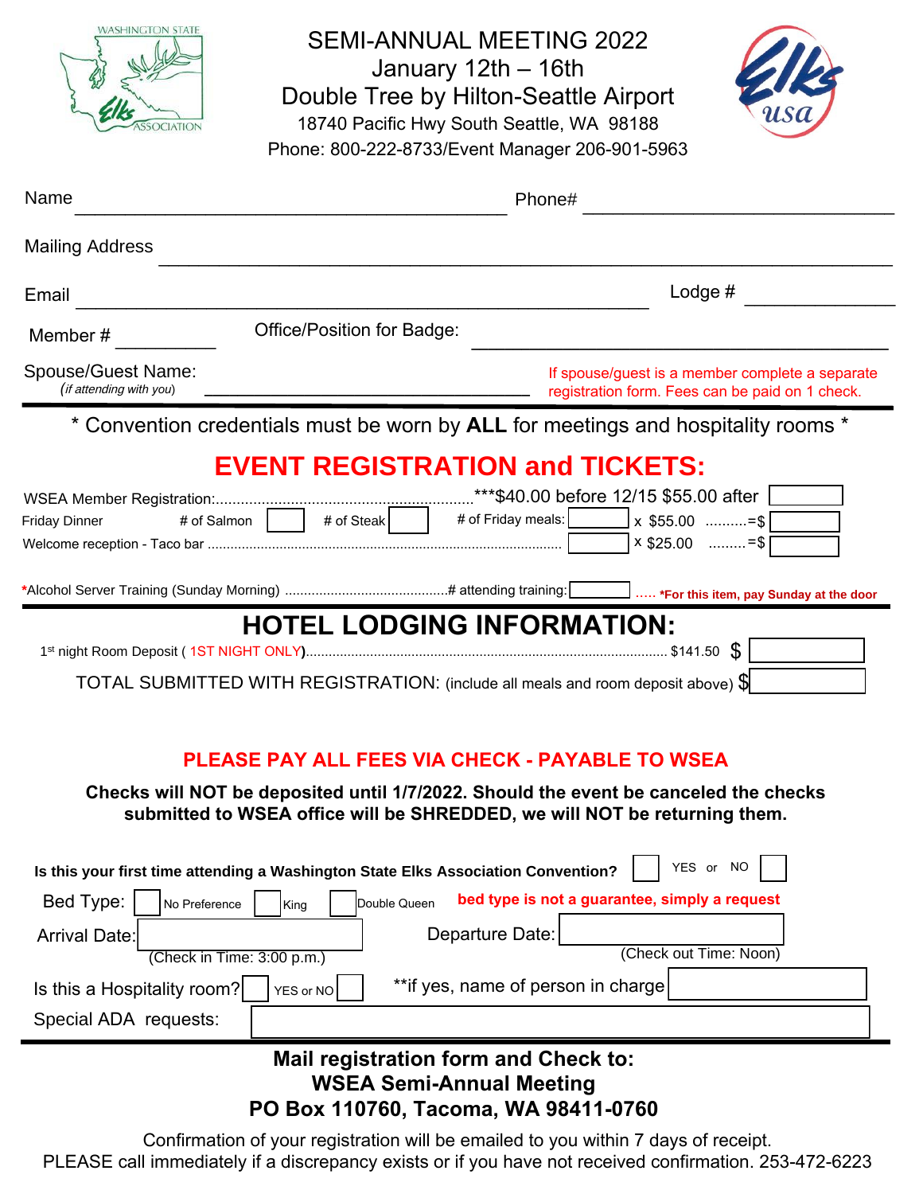# SEMI-ANNUAL MEETING 2022

January 12th – 16th

Double Tree by Hilton-Seattle Airport

18740 Pacific Hwy South Seattle, WA 98188

Phone: 800-222-8733/Event Manager 206-901-5963

Name ______________________________ Phone# ______________________

Mailing Address ____________________________________________________

Email ____________________________________________ Lodge # __________

Member # ________ Office/Position for Badge: ____________________________

Spouse/Guest Name: _(if attending with you)_ ____________________________

If spouse/guest is a member complete a separate registration form. Fees can be paid on 1 check.

\* Convention credentials must be worn by **ALL** for meetings and hospitality rooms \*

## EVENT REGISTRATION and TICKETS:

WSEA Member Registration:............................................................***$40.00 before 12/15 $55.00 after [ ]

Friday Dinner # of Salmon [ ] # of Steak [ ] # of Friday meals: [ ] x $55.00 ..........=$ [ ]

Welcome reception - Taco bar ........................................................................................... [ ] x $25.00 .........=$ [ ]

*Alcohol Server Training (Sunday Morning) ..........................................# attending training: [ ] ..... *For this item, pay Sunday at the door

## HOTEL LODGING INFORMATION:

1st night Room Deposit ( 1ST NIGHT ONLY)............................................................................................... $141.50 $ [ ]

TOTAL SUBMITTED WITH REGISTRATION: (include all meals and room deposit above) $ [ ]

**PLEASE PAY ALL FEES VIA CHECK - PAYABLE TO WSEA**

**Checks will NOT be deposited until 1/7/2022. Should the event be canceled the checks submitted to WSEA office will be SHREDDED, we will NOT be returning them.**

**Is this your first time attending a Washington State Elks Association Convention?** [ ] YES or NO [ ]

Bed Type: [ ] No Preference [ ] King [ ] Double Queen **bed type is not a guarantee, simply a request**

Arrival Date: [ ] (Check in Time: 3:00 p.m.) Departure Date: [ ] (Check out Time: Noon)

Is this a Hospitality room? [ ] YES or NO [ ] **if yes, name of person in charge [ ]

Special ADA requests: [ ]

**Mail registration form and Check to:**

**WSEA Semi-Annual Meeting**

**PO Box 110760, Tacoma, WA 98411-0760**

Confirmation of your registration will be emailed to you within 7 days of receipt.

PLEASE call immediately if a discrepancy exists or if you have not received confirmation. 253-472-6223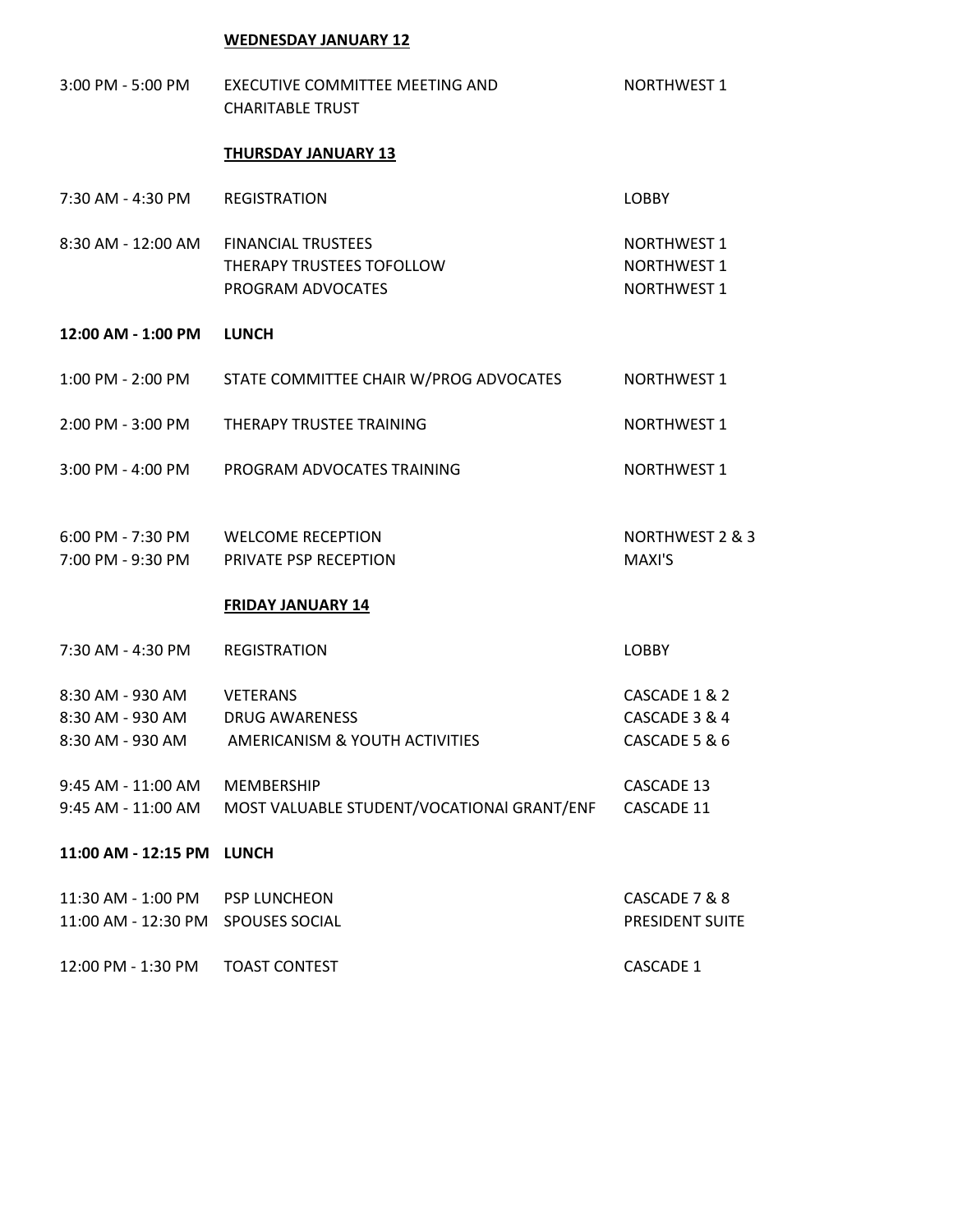**WEDNESDAY JANUARY 12**

| | | |
|---|---|---|
| 3:00 PM - 5:00 PM | EXECUTIVE COMMITTEE MEETING AND CHARITABLE TRUST | NORTHWEST 1 |

**THURSDAY JANUARY 13**

| | | |
|---|---|---|
| 7:30 AM - 4:30 PM | REGISTRATION | LOBBY |
| 8:30 AM - 12:00 AM | FINANCIAL TRUSTEES | NORTHWEST 1 |
| | THERAPY TRUSTEES TOFOLLOW | NORTHWEST 1 |
| | PROGRAM ADVOCATES | NORTHWEST 1 |
| **12:00 AM - 1:00 PM** | **LUNCH** | |
| 1:00 PM - 2:00 PM | STATE COMMITTEE CHAIR W/PROG ADVOCATES | NORTHWEST 1 |
| 2:00 PM - 3:00 PM | THERAPY TRUSTEE TRAINING | NORTHWEST 1 |
| 3:00 PM - 4:00 PM | PROGRAM ADVOCATES TRAINING | NORTHWEST 1 |
| 6:00 PM - 7:30 PM | WELCOME RECEPTION | NORTHWEST 2 & 3 |
| 7:00 PM - 9:30 PM | PRIVATE PSP RECEPTION | MAXI'S |

**FRIDAY JANUARY 14**

| | | |
|---|---|---|
| 7:30 AM - 4:30 PM | REGISTRATION | LOBBY |
| 8:30 AM - 930 AM | VETERANS | CASCADE 1 & 2 |
| 8:30 AM - 930 AM | DRUG AWARENESS | CASCADE 3 & 4 |
| 8:30 AM - 930 AM | AMERICANISM & YOUTH ACTIVITIES | CASCADE 5 & 6 |
| 9:45 AM - 11:00 AM | MEMBERSHIP | CASCADE 13 |
| 9:45 AM - 11:00 AM | MOST VALUABLE STUDENT/VOCATIONAl GRANT/ENF | CASCADE 11 |
| **11:00 AM - 12:15 PM** | **LUNCH** | |
| 11:30 AM - 1:00 PM | PSP LUNCHEON | CASCADE 7 & 8 |
| 11:00 AM - 12:30 PM | SPOUSES SOCIAL | PRESIDENT SUITE |
| 12:00 PM - 1:30 PM | TOAST CONTEST | CASCADE 1 |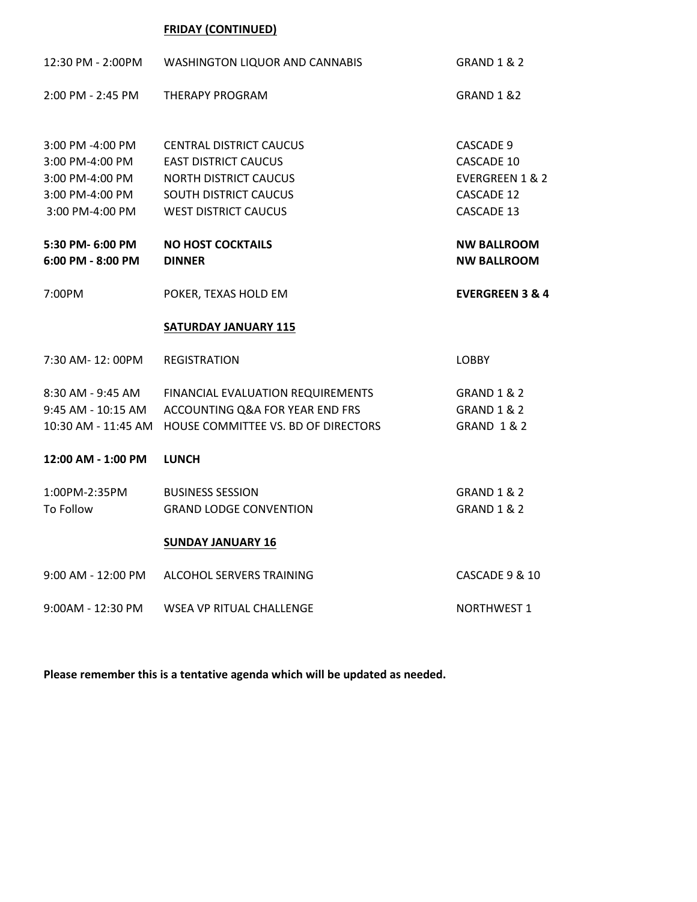**FRIDAY (CONTINUED)**

| | | |
|---|---|---|
| 12:30 PM - 2:00PM | WASHINGTON LIQUOR AND CANNABIS | GRAND 1 & 2 |
| 2:00 PM - 2:45 PM | THERAPY PROGRAM | GRAND 1 &2 |
| 3:00 PM -4:00 PM | CENTRAL DISTRICT CAUCUS | CASCADE 9 |
| 3:00 PM-4:00 PM | EAST DISTRICT CAUCUS | CASCADE 10 |
| 3:00 PM-4:00 PM | NORTH DISTRICT CAUCUS | EVERGREEN 1 & 2 |
| 3:00 PM-4:00 PM | SOUTH DISTRICT CAUCUS | CASCADE 12 |
| 3:00 PM-4:00 PM | WEST DISTRICT CAUCUS | CASCADE 13 |
| **5:30 PM- 6:00 PM** | **NO HOST COCKTAILS** | **NW BALLROOM** |
| **6:00 PM - 8:00 PM** | **DINNER** | **NW BALLROOM** |
| 7:00PM | POKER, TEXAS HOLD EM | **EVERGREEN 3 & 4** |

**SATURDAY JANUARY 115**

| | | |
|---|---|---|
| 7:30 AM- 12: 00PM | REGISTRATION | LOBBY |
| 8:30 AM - 9:45 AM | FINANCIAL EVALUATION REQUIREMENTS | GRAND 1 & 2 |
| 9:45 AM - 10:15 AM | ACCOUNTING Q&A FOR YEAR END FRS | GRAND 1 & 2 |
| 10:30 AM - 11:45 AM | HOUSE COMMITTEE VS. BD OF DIRECTORS | GRAND 1 & 2 |
| **12:00 AM - 1:00 PM** | **LUNCH** | |
| 1:00PM-2:35PM | BUSINESS SESSION | GRAND 1 & 2 |
| To Follow | GRAND LODGE CONVENTION | GRAND 1 & 2 |

**SUNDAY JANUARY 16**

| | | |
|---|---|---|
| 9:00 AM - 12:00 PM | ALCOHOL SERVERS TRAINING | CASCADE 9 & 10 |
| 9:00AM - 12:30 PM | WSEA VP RITUAL CHALLENGE | NORTHWEST 1 |

**Please remember this is a tentative agenda which will be updated as needed.**